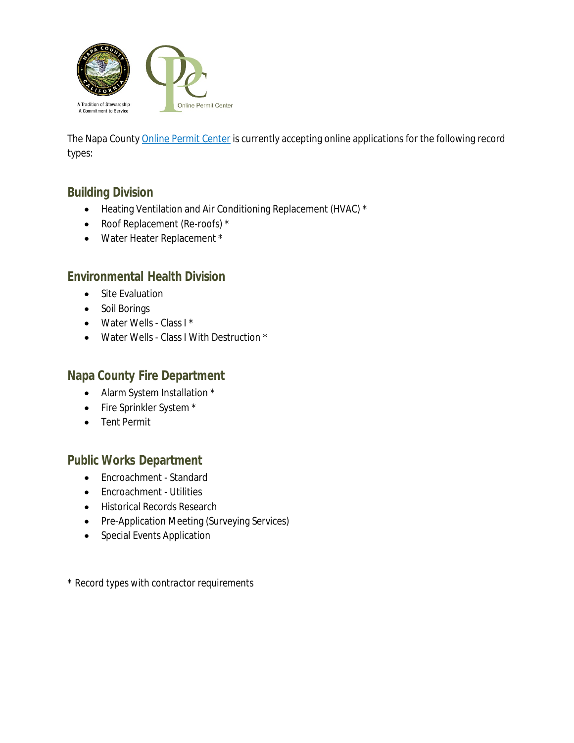A Tradition of Stewardship
A Commitment to Service

Online Permit Center

The Napa County Online Permit Center is currently accepting online applications for the following record types:

## Building Division

- Heating Ventilation and Air Conditioning Replacement (HVAC) *
- Roof Replacement (Re-roofs) *
- Water Heater Replacement *

## Environmental Health Division

- Site Evaluation
- Soil Borings
- Water Wells - Class I *
- Water Wells - Class I With Destruction *

## Napa County Fire Department

- Alarm System Installation *
- Fire Sprinkler System *
- Tent Permit

## Public Works Department

- Encroachment - Standard
- Encroachment - Utilities
- Historical Records Research
- Pre-Application Meeting (Surveying Services)
- Special Events Application

\* *Record types with contractor requirements*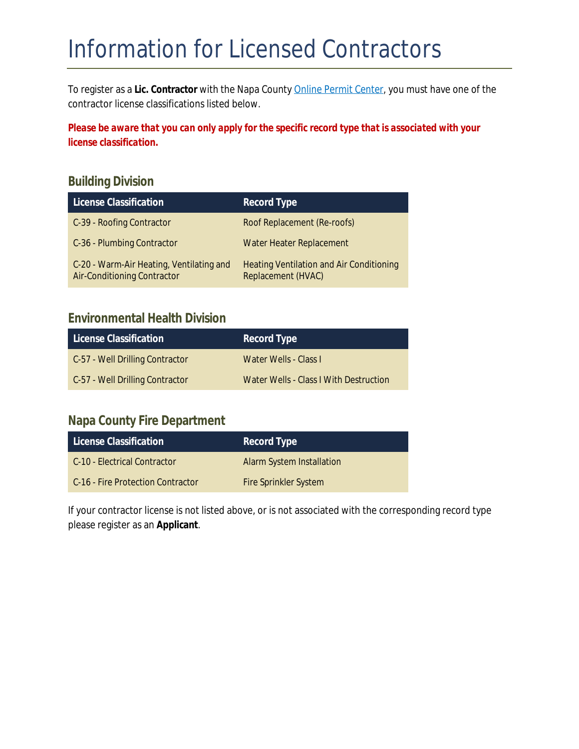# Information for Licensed Contractors

To register as a **Lic. Contractor** with the Napa County Online Permit Center, you must have one of the contractor license classifications listed below.

**Please be aware that you can only apply for the specific record type that is associated with your license classification.**

## Building Division

| License Classification | Record Type |
|---|---|
| C-39 - Roofing Contractor | Roof Replacement (Re-roofs) |
| C-36 - Plumbing Contractor | Water Heater Replacement |
| C-20 - Warm-Air Heating, Ventilating and Air-Conditioning Contractor | Heating Ventilation and Air Conditioning Replacement (HVAC) |

## Environmental Health Division

| License Classification | Record Type |
|---|---|
| C-57 - Well Drilling Contractor | Water Wells - Class I |
| C-57 - Well Drilling Contractor | Water Wells - Class I With Destruction |

## Napa County Fire Department

| License Classification | Record Type |
|---|---|
| C-10 - Electrical Contractor | Alarm System Installation |
| C-16 - Fire Protection Contractor | Fire Sprinkler System |

If your contractor license is not listed above, or is not associated with the corresponding record type please register as an **Applicant**.